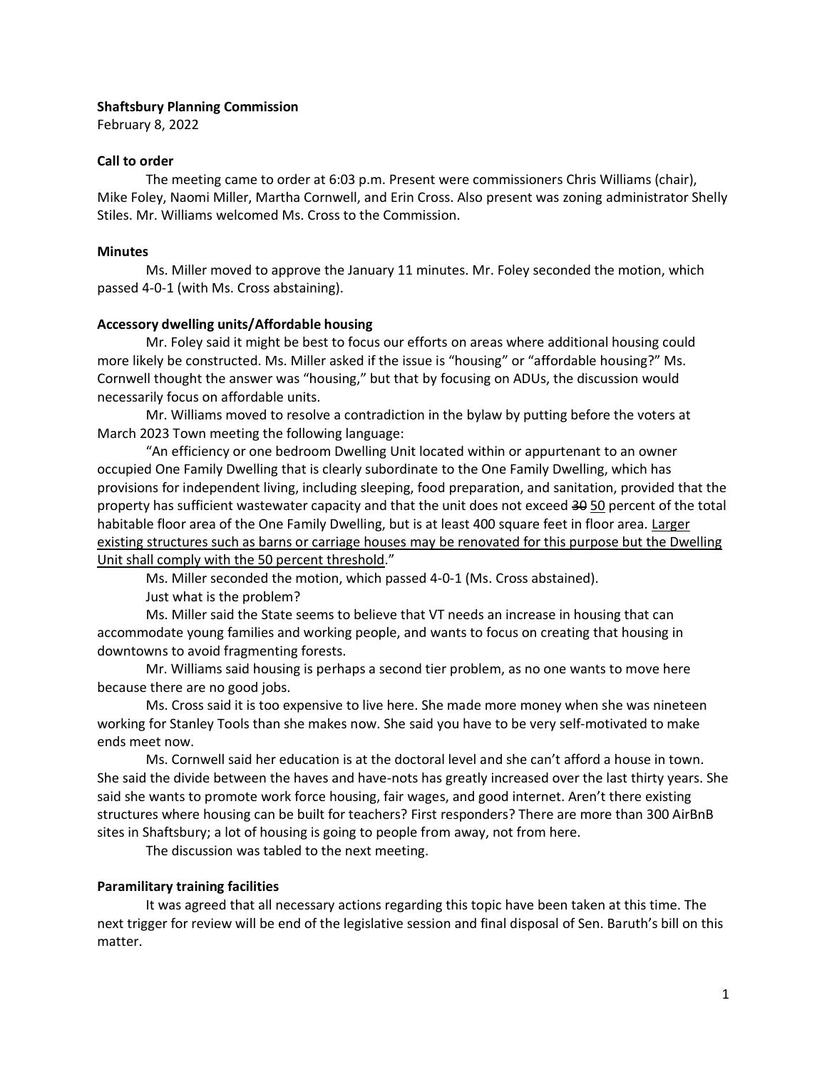**Shaftsbury Planning Commission**

February 8, 2022

**Call to order**

The meeting came to order at 6:03 p.m. Present were commissioners Chris Williams (chair), Mike Foley, Naomi Miller, Martha Cornwell, and Erin Cross. Also present was zoning administrator Shelly Stiles. Mr. Williams welcomed Ms. Cross to the Commission.

**Minutes**

Ms. Miller moved to approve the January 11 minutes. Mr. Foley seconded the motion, which passed 4-0-1 (with Ms. Cross abstaining).

**Accessory dwelling units/Affordable housing**

Mr. Foley said it might be best to focus our efforts on areas where additional housing could more likely be constructed. Ms. Miller asked if the issue is "housing" or "affordable housing?" Ms. Cornwell thought the answer was "housing," but that by focusing on ADUs, the discussion would necessarily focus on affordable units.

Mr. Williams moved to resolve a contradiction in the bylaw by putting before the voters at March 2023 Town meeting the following language:

"An efficiency or one bedroom Dwelling Unit located within or appurtenant to an owner occupied One Family Dwelling that is clearly subordinate to the One Family Dwelling, which has provisions for independent living, including sleeping, food preparation, and sanitation, provided that the property has sufficient wastewater capacity and that the unit does not exceed ~~30~~ <u>50</u> percent of the total habitable floor area of the One Family Dwelling, but is at least 400 square feet in floor area. <u>Larger existing structures such as barns or carriage houses may be renovated for this purpose but the Dwelling Unit shall comply with the 50 percent threshold</u>."

Ms. Miller seconded the motion, which passed 4-0-1 (Ms. Cross abstained).

Just what is the problem?

Ms. Miller said the State seems to believe that VT needs an increase in housing that can accommodate young families and working people, and wants to focus on creating that housing in downtowns to avoid fragmenting forests.

Mr. Williams said housing is perhaps a second tier problem, as no one wants to move here because there are no good jobs.

Ms. Cross said it is too expensive to live here. She made more money when she was nineteen working for Stanley Tools than she makes now. She said you have to be very self-motivated to make ends meet now.

Ms. Cornwell said her education is at the doctoral level and she can't afford a house in town. She said the divide between the haves and have-nots has greatly increased over the last thirty years. She said she wants to promote work force housing, fair wages, and good internet. Aren't there existing structures where housing can be built for teachers? First responders? There are more than 300 AirBnB sites in Shaftsbury; a lot of housing is going to people from away, not from here.

The discussion was tabled to the next meeting.

**Paramilitary training facilities**

It was agreed that all necessary actions regarding this topic have been taken at this time. The next trigger for review will be end of the legislative session and final disposal of Sen. Baruth's bill on this matter.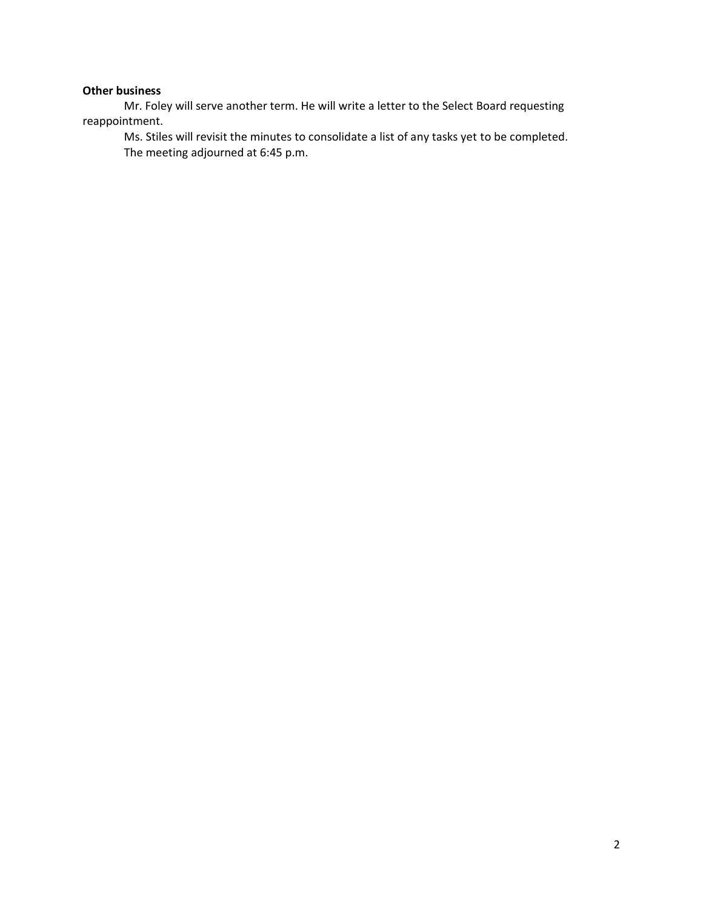**Other business**

Mr. Foley will serve another term. He will write a letter to the Select Board requesting reappointment.

Ms. Stiles will revisit the minutes to consolidate a list of any tasks yet to be completed.

The meeting adjourned at 6:45 p.m.